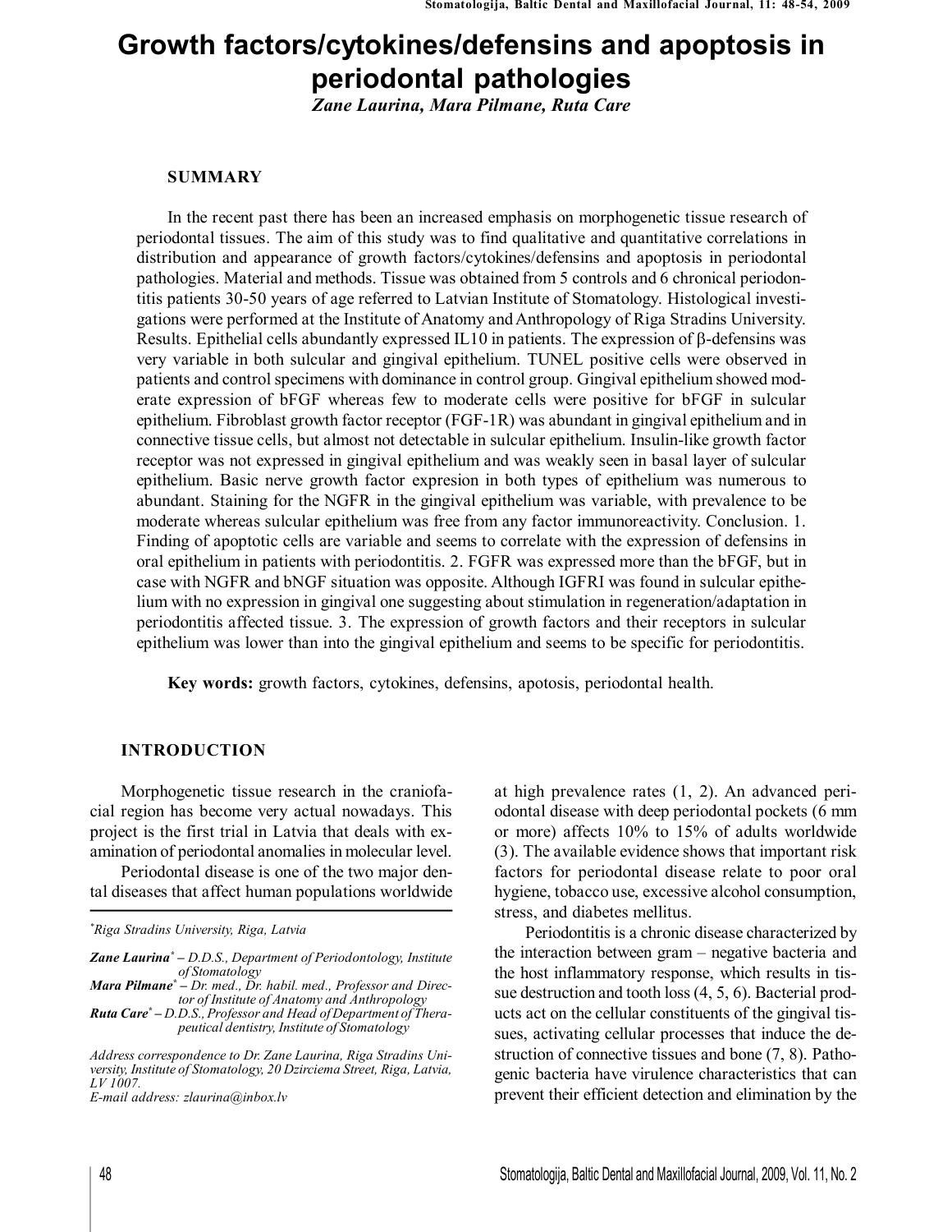# Growth factors/cytokines/defensins and apoptosis in periodontal pathologies

*Zane Laurina, Mara Pilmane, Ruta Care*

## SUMMARY

In the recent past there has been an increased emphasis on morphogenetic tissue research of periodontal tissues. The aim of this study was to find qualitative and quantitative correlations in distribution and appearance of growth factors/cytokines/defensins and apoptosis in periodontal pathologies. Material and methods. Tissue was obtained from 5 controls and 6 chronical periodontitis patients 30-50 years of age referred to Latvian Institute of Stomatology. Histological investigations were performed at the Institute of Anatomy and Anthropology of Riga Stradins University. Results. Epithelial cells abundantly expressed IL10 in patients. The expression of β-defensins was very variable in both sulcular and gingival epithelium. TUNEL positive cells were observed in patients and control specimens with dominance in control group. Gingival epithelium showed moderate expression of bFGF whereas few to moderate cells were positive for bFGF in sulcular epithelium. Fibroblast growth factor receptor (FGF-1R) was abundant in gingival epithelium and in connective tissue cells, but almost not detectable in sulcular epithelium. Insulin-like growth factor receptor was not expressed in gingival epithelium and was weakly seen in basal layer of sulcular epithelium. Basic nerve growth factor expresion in both types of epithelium was numerous to abundant. Staining for the NGFR in the gingival epithelium was variable, with prevalence to be moderate whereas sulcular epithelium was free from any factor immunoreactivity. Conclusion. 1. Finding of apoptotic cells are variable and seems to correlate with the expression of defensins in oral epithelium in patients with periodontitis. 2. FGFR was expressed more than the bFGF, but in case with NGFR and bNGF situation was opposite. Although IGFRI was found in sulcular epithelium with no expression in gingival one suggesting about stimulation in regeneration/adaptation in periodontitis affected tissue. 3. The expression of growth factors and their receptors in sulcular epithelium was lower than into the gingival epithelium and seems to be specific for periodontitis.

**Key words:** growth factors, cytokines, defensins, apotosis, periodontal health.

## INTRODUCTION

Morphogenetic tissue research in the craniofacial region has become very actual nowadays. This project is the first trial in Latvia that deals with examination of periodontal anomalies in molecular level.

Periodontal disease is one of the two major dental diseases that affect human populations worldwide at high prevalence rates (1, 2). An advanced periodontal disease with deep periodontal pockets (6 mm or more) affects 10% to 15% of adults worldwide (3). The available evidence shows that important risk factors for periodontal disease relate to poor oral hygiene, tobacco use, excessive alcohol consumption, stress, and diabetes mellitus.

Periodontitis is a chronic disease characterized by the interaction between gram – negative bacteria and the host inflammatory response, which results in tissue destruction and tooth loss (4, 5, 6). Bacterial products act on the cellular constituents of the gingival tissues, activating cellular processes that induce the destruction of connective tissues and bone (7, 8). Pathogenic bacteria have virulence characteristics that can prevent their efficient detection and elimination by the

---

[*]Riga Stradins University, Riga, Latvia

***Zane Laurina***[*] *– D.D.S., Department of Periodontology, Institute of Stomatology*
***Mara Pilmane***[*] *– Dr. med., Dr. habil. med., Professor and Director of Institute of Anatomy and Anthropology*
***Ruta Care***[*] *– D.D.S., Professor and Head of Department of Therapeutical dentistry, Institute of Stomatology*

*Address correspondence to Dr. Zane Laurina, Riga Stradins University, Institute of Stomatology, 20 Dzirciema Street, Riga, Latvia, LV 1007.*
*E-mail address: zlaurina@inbox.lv*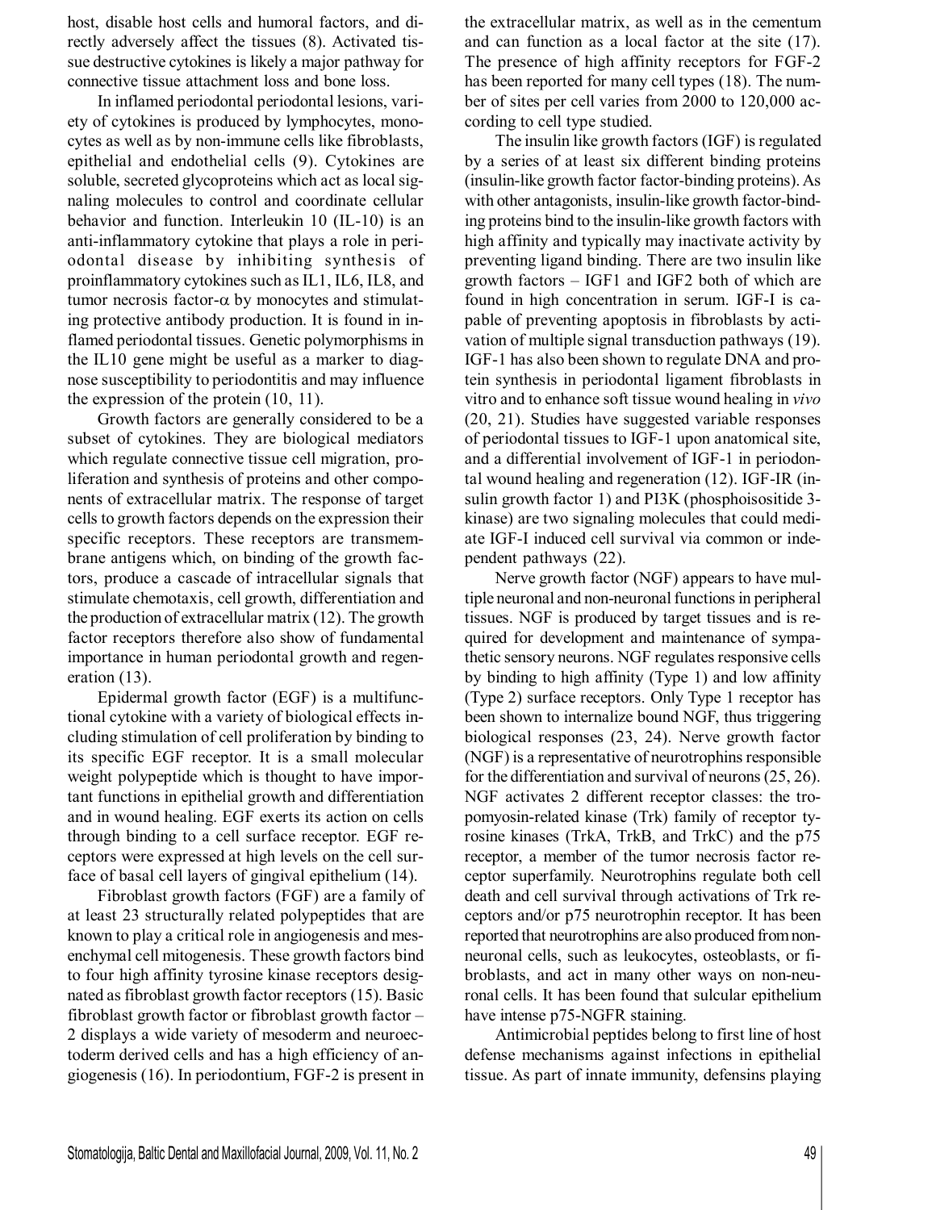host, disable host cells and humoral factors, and directly adversely affect the tissues (8). Activated tissue destructive cytokines is likely a major pathway for connective tissue attachment loss and bone loss.

In inflamed periodontal periodontal lesions, variety of cytokines is produced by lymphocytes, monocytes as well as by non-immune cells like fibroblasts, epithelial and endothelial cells (9). Cytokines are soluble, secreted glycoproteins which act as local signaling molecules to control and coordinate cellular behavior and function. Interleukin 10 (IL-10) is an anti-inflammatory cytokine that plays a role in periodontal disease by inhibiting synthesis of proinflammatory cytokines such as IL1, IL6, IL8, and tumor necrosis factor-α by monocytes and stimulating protective antibody production. It is found in inflamed periodontal tissues. Genetic polymorphisms in the IL10 gene might be useful as a marker to diagnose susceptibility to periodontitis and may influence the expression of the protein (10, 11).

Growth factors are generally considered to be a subset of cytokines. They are biological mediators which regulate connective tissue cell migration, proliferation and synthesis of proteins and other components of extracellular matrix. The response of target cells to growth factors depends on the expression their specific receptors. These receptors are transmembrane antigens which, on binding of the growth factors, produce a cascade of intracellular signals that stimulate chemotaxis, cell growth, differentiation and the production of extracellular matrix (12). The growth factor receptors therefore also show of fundamental importance in human periodontal growth and regeneration (13).

Epidermal growth factor (EGF) is a multifunctional cytokine with a variety of biological effects including stimulation of cell proliferation by binding to its specific EGF receptor. It is a small molecular weight polypeptide which is thought to have important functions in epithelial growth and differentiation and in wound healing. EGF exerts its action on cells through binding to a cell surface receptor. EGF receptors were expressed at high levels on the cell surface of basal cell layers of gingival epithelium (14).

Fibroblast growth factors (FGF) are a family of at least 23 structurally related polypeptides that are known to play a critical role in angiogenesis and mesenchymal cell mitogenesis. These growth factors bind to four high affinity tyrosine kinase receptors designated as fibroblast growth factor receptors (15). Basic fibroblast growth factor or fibroblast growth factor – 2 displays a wide variety of mesoderm and neuroectoderm derived cells and has a high efficiency of angiogenesis (16). In periodontium, FGF-2 is present in the extracellular matrix, as well as in the cementum and can function as a local factor at the site (17). The presence of high affinity receptors for FGF-2 has been reported for many cell types (18). The number of sites per cell varies from 2000 to 120,000 according to cell type studied.

The insulin like growth factors (IGF) is regulated by a series of at least six different binding proteins (insulin-like growth factor factor-binding proteins). As with other antagonists, insulin-like growth factor-binding proteins bind to the insulin-like growth factors with high affinity and typically may inactivate activity by preventing ligand binding. There are two insulin like growth factors – IGF1 and IGF2 both of which are found in high concentration in serum. IGF-I is capable of preventing apoptosis in fibroblasts by activation of multiple signal transduction pathways (19). IGF-1 has also been shown to regulate DNA and protein synthesis in periodontal ligament fibroblasts in vitro and to enhance soft tissue wound healing in *vivo* (20, 21). Studies have suggested variable responses of periodontal tissues to IGF-1 upon anatomical site, and a differential involvement of IGF-1 in periodontal wound healing and regeneration (12). IGF-IR (insulin growth factor 1) and PI3K (phosphoisositide 3-kinase) are two signaling molecules that could mediate IGF-I induced cell survival via common or independent pathways (22).

Nerve growth factor (NGF) appears to have multiple neuronal and non-neuronal functions in peripheral tissues. NGF is produced by target tissues and is required for development and maintenance of sympathetic sensory neurons. NGF regulates responsive cells by binding to high affinity (Type 1) and low affinity (Type 2) surface receptors. Only Type 1 receptor has been shown to internalize bound NGF, thus triggering biological responses (23, 24). Nerve growth factor (NGF) is a representative of neurotrophins responsible for the differentiation and survival of neurons (25, 26). NGF activates 2 different receptor classes: the tropomyosin-related kinase (Trk) family of receptor tyrosine kinases (TrkA, TrkB, and TrkC) and the p75 receptor, a member of the tumor necrosis factor receptor superfamily. Neurotrophins regulate both cell death and cell survival through activations of Trk receptors and/or p75 neurotrophin receptor. It has been reported that neurotrophins are also produced from non-neuronal cells, such as leukocytes, osteoblasts, or fibroblasts, and act in many other ways on non-neuronal cells. It has been found that sulcular epithelium have intense p75-NGFR staining.

Antimicrobial peptides belong to first line of host defense mechanisms against infections in epithelial tissue. As part of innate immunity, defensins playing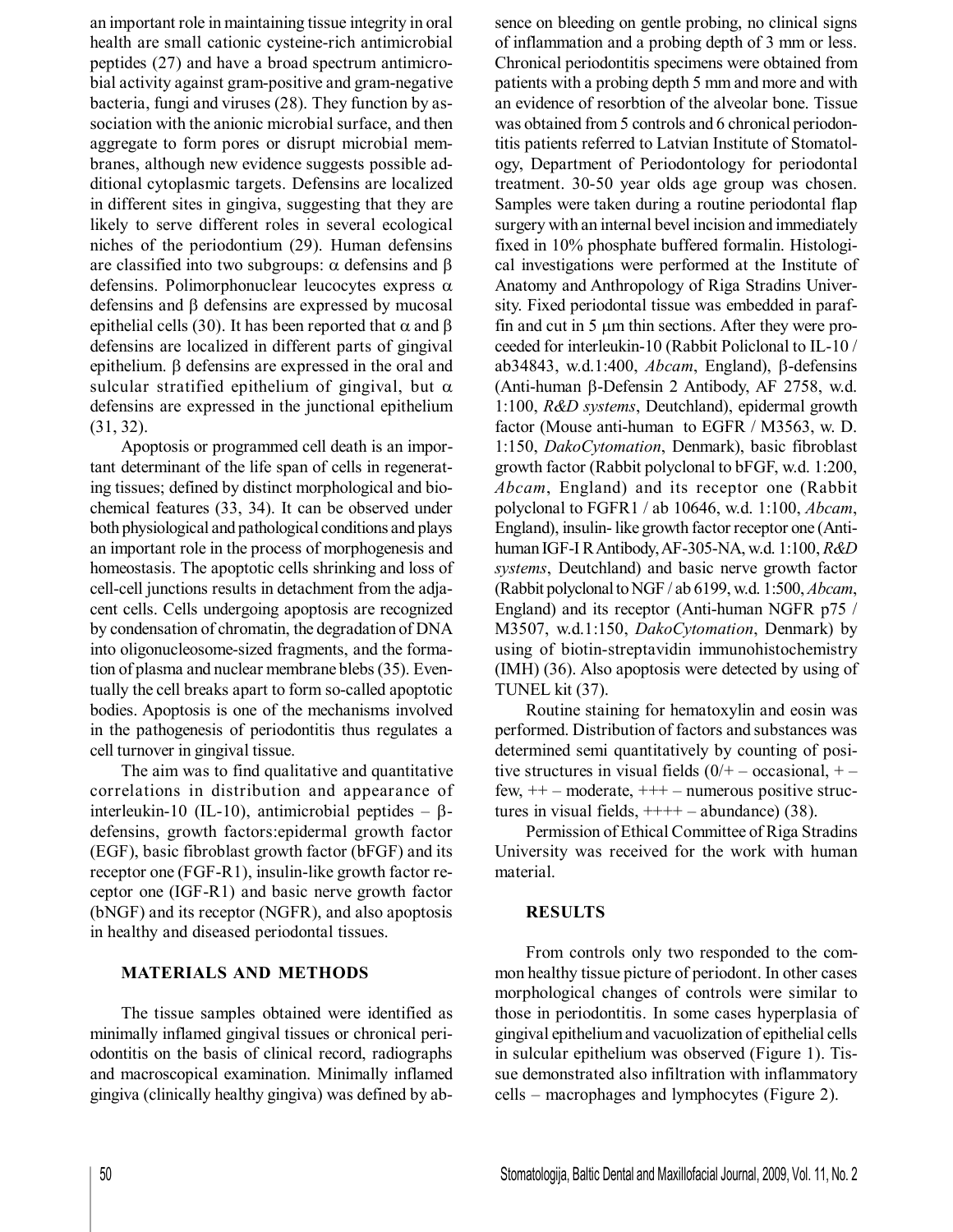an important role in maintaining tissue integrity in oral health are small cationic cysteine-rich antimicrobial peptides (27) and have a broad spectrum antimicrobial activity against gram-positive and gram-negative bacteria, fungi and viruses (28). They function by association with the anionic microbial surface, and then aggregate to form pores or disrupt microbial membranes, although new evidence suggests possible additional cytoplasmic targets. Defensins are localized in different sites in gingiva, suggesting that they are likely to serve different roles in several ecological niches of the periodontium (29). Human defensins are classified into two subgroups: α defensins and β defensins. Polimorphonuclear leucocytes express α defensins and β defensins are expressed by mucosal epithelial cells (30). It has been reported that α and β defensins are localized in different parts of gingival epithelium. β defensins are expressed in the oral and sulcular stratified epithelium of gingival, but α defensins are expressed in the junctional epithelium (31, 32).

Apoptosis or programmed cell death is an important determinant of the life span of cells in regenerating tissues; defined by distinct morphological and biochemical features (33, 34). It can be observed under both physiological and pathological conditions and plays an important role in the process of morphogenesis and homeostasis. The apoptotic cells shrinking and loss of cell-cell junctions results in detachment from the adjacent cells. Cells undergoing apoptosis are recognized by condensation of chromatin, the degradation of DNA into oligonucleosome-sized fragments, and the formation of plasma and nuclear membrane blebs (35). Eventually the cell breaks apart to form so-called apoptotic bodies. Apoptosis is one of the mechanisms involved in the pathogenesis of periodontitis thus regulates a cell turnover in gingival tissue.

The aim was to find qualitative and quantitative correlations in distribution and appearance of interleukin-10 (IL-10), antimicrobial peptides – β-defensins, growth factors:epidermal growth factor (EGF), basic fibroblast growth factor (bFGF) and its receptor one (FGF-R1), insulin-like growth factor receptor one (IGF-R1) and basic nerve growth factor (bNGF) and its receptor (NGFR), and also apoptosis in healthy and diseased periodontal tissues.

## MATERIALS AND METHODS

The tissue samples obtained were identified as minimally inflamed gingival tissues or chronical periodontitis on the basis of clinical record, radiographs and macroscopical examination. Minimally inflamed gingiva (clinically healthy gingiva) was defined by absence on bleeding on gentle probing, no clinical signs of inflammation and a probing depth of 3 mm or less. Chronical periodontitis specimens were obtained from patients with a probing depth 5 mm and more and with an evidence of resorbtion of the alveolar bone. Tissue was obtained from 5 controls and 6 chronical periodontitis patients referred to Latvian Institute of Stomatology, Department of Periodontology for periodontal treatment. 30-50 year olds age group was chosen. Samples were taken during a routine periodontal flap surgery with an internal bevel incision and immediately fixed in 10% phosphate buffered formalin. Histological investigations were performed at the Institute of Anatomy and Anthropology of Riga Stradins University. Fixed periodontal tissue was embedded in paraffin and cut in 5 μm thin sections. After they were proceeded for interleukin-10 (Rabbit Policlonal to IL-10 / ab34843, w.d.1:400, *Abcam*, England), β-defensins (Anti-human β-Defensin 2 Antibody, AF 2758, w.d. 1:100, *R&D systems*, Deutchland), epidermal growth factor (Mouse anti-human to EGFR / M3563, w. D. 1:150, *DakoCytomation*, Denmark), basic fibroblast growth factor (Rabbit polyclonal to bFGF, w.d. 1:200, *Abcam*, England) and its receptor one (Rabbit polyclonal to FGFR1 / ab 10646, w.d. 1:100, *Abcam*, England), insulin- like growth factor receptor one (Anti-human IGF-I R Antibody, AF-305-NA, w.d. 1:100, *R&D systems*, Deutchland) and basic nerve growth factor (Rabbit polyclonal to NGF / ab 6199, w.d. 1:500, *Abcam*, England) and its receptor (Anti-human NGFR p75 / M3507, w.d.1:150, *DakoCytomation*, Denmark) by using of biotin-streptavidin immunohistochemistry (IMH) (36). Also apoptosis were detected by using of TUNEL kit (37).

Routine staining for hematoxylin and eosin was performed. Distribution of factors and substances was determined semi quantitatively by counting of positive structures in visual fields (0/+ – occasional, + – few, ++ – moderate, +++ – numerous positive structures in visual fields, ++++ – abundance) (38).

Permission of Ethical Committee of Riga Stradins University was received for the work with human material.

## RESULTS

From controls only two responded to the common healthy tissue picture of periodont. In other cases morphological changes of controls were similar to those in periodontitis. In some cases hyperplasia of gingival epithelium and vacuolization of epithelial cells in sulcular epithelium was observed (Figure 1). Tissue demonstrated also infiltration with inflammatory cells – macrophages and lymphocytes (Figure 2).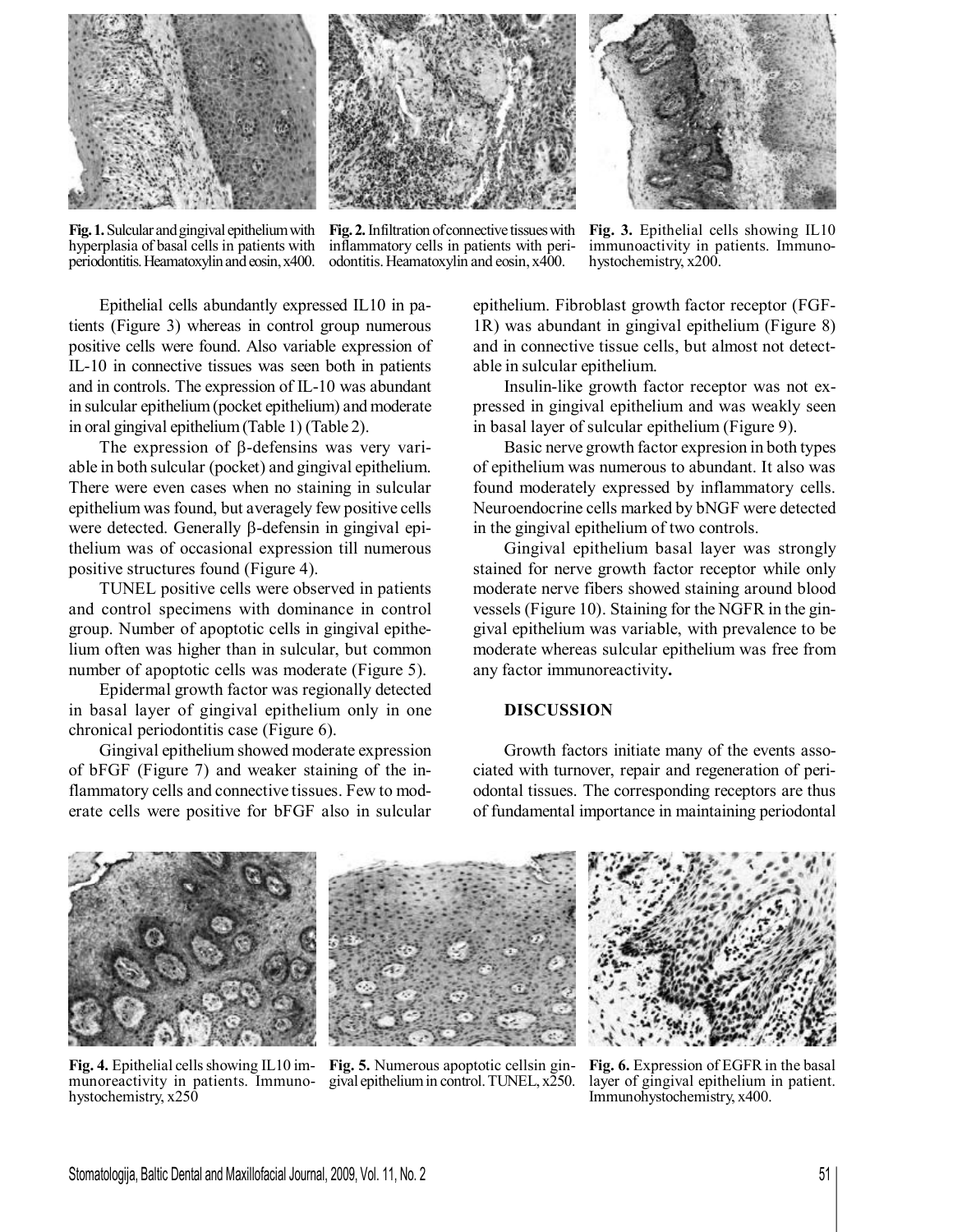Fig. 1. Sulcular and gingival epithelium with hyperplasia of basal cells in patients with periodontitis. Heamatoxylin and eosin, x400.

Fig. 2. Infiltration of connective tissues with inflammatory cells in patients with periodontitis. Heamatoxylin and eosin, x400.

Fig. 3. Epithelial cells showing IL10 immunoactivity in patients. Immunohystochemistry, x200.

Epithelial cells abundantly expressed IL10 in patients (Figure 3) whereas in control group numerous positive cells were found. Also variable expression of IL-10 in connective tissues was seen both in patients and in controls. The expression of IL-10 was abundant in sulcular epithelium (pocket epithelium) and moderate in oral gingival epithelium (Table 1) (Table 2).

The expression of β-defensins was very variable in both sulcular (pocket) and gingival epithelium. There were even cases when no staining in sulcular epithelium was found, but averagely few positive cells were detected. Generally β-defensin in gingival epithelium was of occasional expression till numerous positive structures found (Figure 4).

TUNEL positive cells were observed in patients and control specimens with dominance in control group. Number of apoptotic cells in gingival epithelium often was higher than in sulcular, but common number of apoptotic cells was moderate (Figure 5).

Epidermal growth factor was regionally detected in basal layer of gingival epithelium only in one chronical periodontitis case (Figure 6).

Gingival epithelium showed moderate expression of bFGF (Figure 7) and weaker staining of the inflammatory cells and connective tissues. Few to moderate cells were positive for bFGF also in sulcular epithelium. Fibroblast growth factor receptor (FGF-1R) was abundant in gingival epithelium (Figure 8) and in connective tissue cells, but almost not detectable in sulcular epithelium.

Insulin-like growth factor receptor was not expressed in gingival epithelium and was weakly seen in basal layer of sulcular epithelium (Figure 9).

Basic nerve growth factor expresion in both types of epithelium was numerous to abundant. It also was found moderately expressed by inflammatory cells. Neuroendocrine cells marked by bNGF were detected in the gingival epithelium of two controls.

Gingival epithelium basal layer was strongly stained for nerve growth factor receptor while only moderate nerve fibers showed staining around blood vessels (Figure 10). Staining for the NGFR in the gingival epithelium was variable, with prevalence to be moderate whereas sulcular epithelium was free from any factor immunoreactivity**.**

## DISCUSSION

Growth factors initiate many of the events associated with turnover, repair and regeneration of periodontal tissues. The corresponding receptors are thus of fundamental importance in maintaining periodontal

Fig. 4. Epithelial cells showing IL10 immunoreactivity in patients. Immunohystochemistry, x250

Fig. 5. Numerous apoptotic cellsin gingival epithelium in control. TUNEL, x250.

Fig. 6. Expression of EGFR in the basal layer of gingival epithelium in patient. Immunohystochemistry, x400.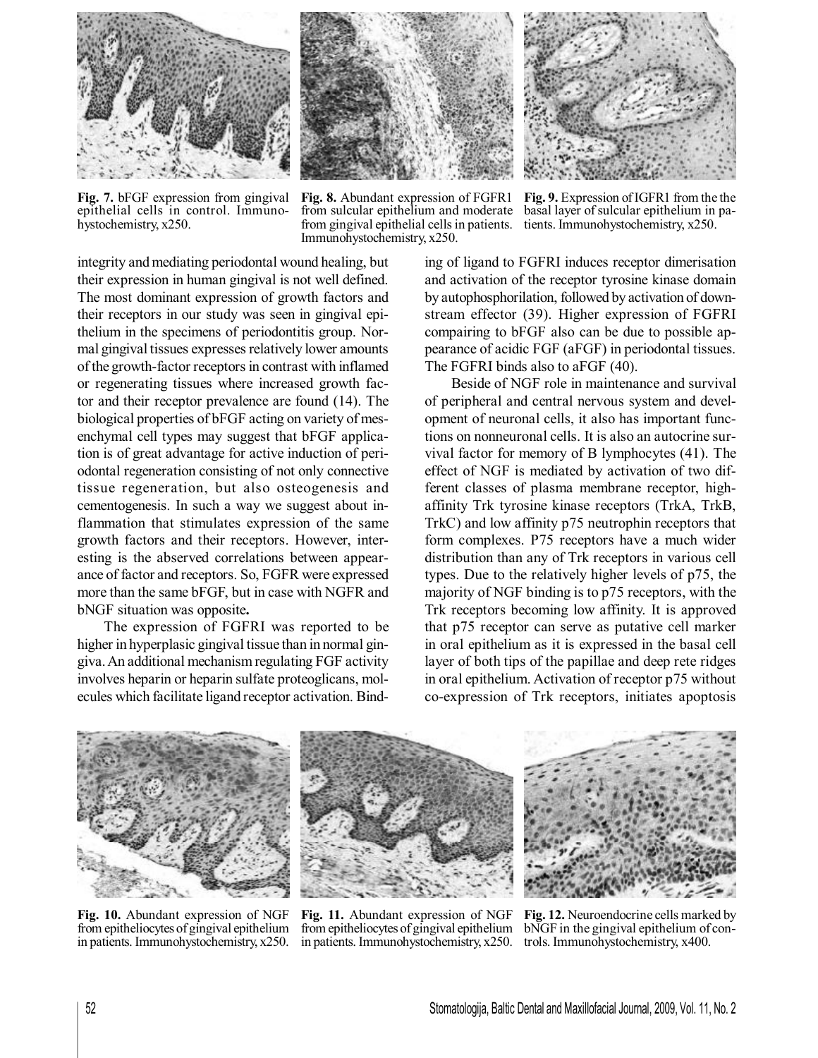Fig. 7. bFGF expression from gingival epithelial cells in control. Immunohystochemistry, x250.

Fig. 8. Abundant expression of FGFR1 from sulcular epithelium and moderate from gingival epithelial cells in patients. Immunohystochemistry, x250.

Fig. 9. Expression of IGFR1 from the the basal layer of sulcular epithelium in patients. Immunohystochemistry, x250.

integrity and mediating periodontal wound healing, but their expression in human gingival is not well defined. The most dominant expression of growth factors and their receptors in our study was seen in gingival epithelium in the specimens of periodontitis group. Normal gingival tissues expresses relatively lower amounts of the growth-factor receptors in contrast with inflamed or regenerating tissues where increased growth factor and their receptor prevalence are found (14). The biological properties of bFGF acting on variety of mesenchymal cell types may suggest that bFGF application is of great advantage for active induction of periodontal regeneration consisting of not only connective tissue regeneration, but also osteogenesis and cementogenesis. In such a way we suggest about inflammation that stimulates expression of the same growth factors and their receptors. However, interesting is the observed correlations between appearance of factor and receptors. So, FGFR were expressed more than the same bFGF, but in case with NGFR and bNGF situation was opposite**.**

The expression of FGFRI was reported to be higher in hyperplasic gingival tissue than in normal gingiva. An additional mechanism regulating FGF activity involves heparin or heparin sulfate proteoglicans, molecules which facilitate ligand receptor activation. Binding of ligand to FGFRI induces receptor dimerisation and activation of the receptor tyrosine kinase domain by autophosphorilation, followed by activation of downstream effector (39). Higher expression of FGFRI compairing to bFGF also can be due to possible appearance of acidic FGF (aFGF) in periodontal tissues. The FGFRI binds also to aFGF (40).

Beside of NGF role in maintenance and survival of peripheral and central nervous system and development of neuronal cells, it also has important functions on nonneuronal cells. It is also an autocrine survival factor for memory of B lymphocytes (41). The effect of NGF is mediated by activation of two different classes of plasma membrane receptor, high-affinity Trk tyrosine kinase receptors (TrkA, TrkB, TrkC) and low affinity p75 neutrophin receptors that form complexes. P75 receptors have a much wider distribution than any of Trk receptors in various cell types. Due to the relatively higher levels of p75, the majority of NGF binding is to p75 receptors, with the Trk receptors becoming low affinity. It is approved that p75 receptor can serve as putative cell marker in oral epithelium as it is expressed in the basal cell layer of both tips of the papillae and deep rete ridges in oral epithelium. Activation of receptor p75 without co-expression of Trk receptors, initiates apoptosis

Fig. 10. Abundant expression of NGF from epitheliocytes of gingival epithelium in patients. Immunohystochemistry, x250.

Fig. 11. Abundant expression of NGF from epitheliocytes of gingival epithelium in patients. Immunohystochemistry, x250.

Fig. 12. Neuroendocrine cells marked by bNGF in the gingival epithelium of controls. Immunohystochemistry, x400.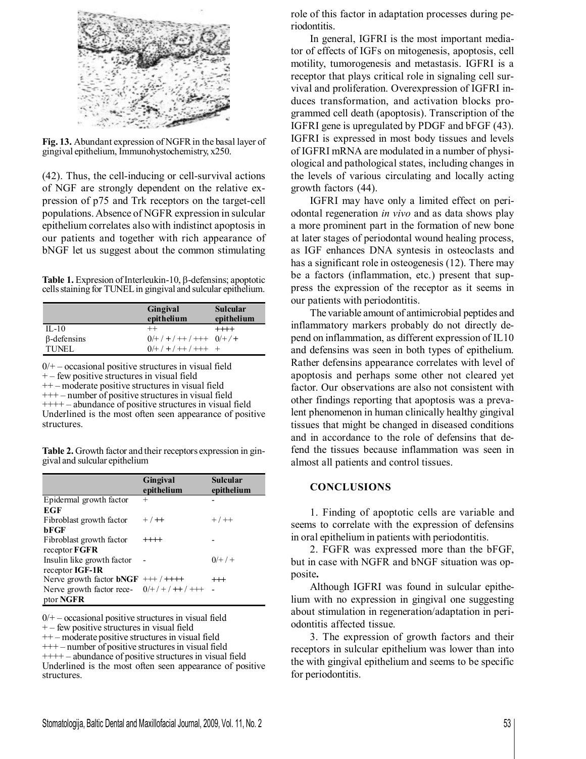**Fig. 13.** Abundant expression of NGFR in the basal layer of gingival epithelium, Immunohystochemistry, x250.

(42). Thus, the cell-inducing or cell-survival actions of NGF are strongly dependent on the relative expression of p75 and Trk receptors on the target-cell populations. Absence of NGFR expression in sulcular epithelium correlates also with indistinct apoptosis in our patients and together with rich appearance of bNGF let us suggest about the common stimulating role of this factor in adaptation processes during periodontitis.

**Table 1.** Expresion of Interleukin-10, β-defensins; apoptotic cells staining for TUNEL in gingival and sulcular epithelium.

| | Gingival epithelium | Sulcular epithelium |
|---|---|---|
| IL-10 | ++ | ++++ |
| β-defensins | 0/+ / + / ++ / +++ | 0/+ / + |
| TUNEL | 0/+ / + / ++ / +++ | + |

0/+ – occasional positive structures in visual field
+ – few positive structures in visual field
++ – moderate positive structures in visual field
+++ – number of positive structures in visual field
++++ – abundance of positive structures in visual field
Underlined is the most often seen appearance of positive structures.

**Table 2.** Growth factor and their receptors expression in gingival and sulcular epithelium

| | Gingival epithelium | Sulcular epithelium |
|---|---|---|
| Epidermal growth factor **EGF** | + | - |
| Fibroblast growth factor **bFGF** | + / ++ | + / ++ |
| Fibroblast growth factor receptor **FGFR** | ++++ | - |
| Insulin like growth factor receptor **IGF-1R** | - | 0/+ / + |
| Nerve growth factor **bNGF** | +++ / ++++ | +++ |
| Nerve growth factor receptor **NGFR** | 0/+ / + / ++ / +++ | - |

0/+ – occasional positive structures in visual field
+ – few positive structures in visual field
++ – moderate positive structures in visual field
+++ – number of positive structures in visual field
++++ – abundance of positive structures in visual field
Underlined is the most often seen appearance of positive structures.

In general, IGFRI is the most important mediator of effects of IGFs on mitogenesis, apoptosis, cell motility, tumorogenesis and metastasis. IGFRI is a receptor that plays critical role in signaling cell survival and proliferation. Overexpression of IGFRI induces transformation, and activation blocks programmed cell death (apoptosis). Transcription of the IGFRI gene is upregulated by PDGF and bFGF (43). IGFRI is expressed in most body tissues and levels of IGFRI mRNA are modulated in a number of physiological and pathological states, including changes in the levels of various circulating and locally acting growth factors (44).

IGFRI may have only a limited effect on periodontal regeneration *in vivo* and as data shows play a more prominent part in the formation of new bone at later stages of periodontal wound healing process, as IGF enhances DNA syntesis in osteoclasts and has a significant role in osteogenesis (12). There may be a factors (inflammation, etc.) present that suppress the expression of the receptor as it seems in our patients with periodontitis.

The variable amount of antimicrobial peptides and inflammatory markers probably do not directly depend on inflammation, as different expression of IL10 and defensins was seen in both types of epithelium. Rather defensins appearance correlates with level of apoptosis and perhaps some other not cleared yet factor. Our observations are also not consistent with other findings reporting that apoptosis was a prevalent phenomenon in human clinically healthy gingival tissues that might be changed in diseased conditions and in accordance to the role of defensins that defend the tissues because inflammation was seen in almost all patients and control tissues.

## CONCLUSIONS

1. Finding of apoptotic cells are variable and seems to correlate with the expression of defensins in oral epithelium in patients with periodontitis.

2. FGFR was expressed more than the bFGF, but in case with NGFR and bNGF situation was opposite**.**

Although IGFRI was found in sulcular epithelium with no expression in gingival one suggesting about stimulation in regeneration/adaptation in periodontitis affected tissue.

3. The expression of growth factors and their receptors in sulcular epithelium was lower than into the with gingival epithelium and seems to be specific for periodontitis.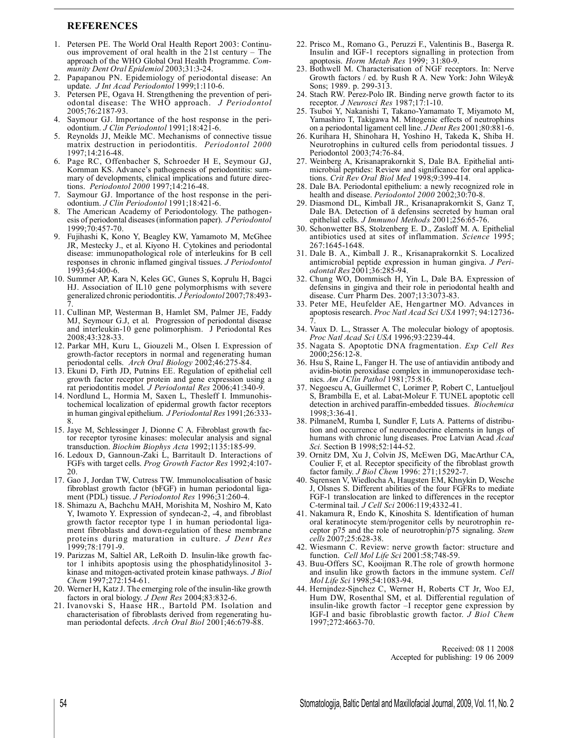## REFERENCES

1. Petersen PE. The World Oral Health Report 2003: Continuous improvement of oral health in the 21st century – The approach of the WHO Global Oral Health Programme. *Community Dent Oral Epidemiol* 2003;31:3-24.
2. Papapanou PN. Epidemiology of periodontal disease: An update. *J Int Acad Periodontol* 1999;1:110-6.
3. Petersen PE, Ogava H. Strengthening the prevention of periodontal disease: The WHO approach. *J Periodontol* 2005;76:2187-93.
4. Saymour GJ. Importance of the host response in the periodontium. *J Clin Periodontol* 1991;18:421-6.
5. Reynolds JJ, Meikle MC. Mechanisms of connective tissue matrix destruction in periodontitis. *Periodontol 2000* 1997;14:216-48.
6. Page RC, Offenbacher S, Schroeder H E, Seymour GJ, Kornman KS. Advance's pathogenesis of periodontitis: summary of developments, clinical implications and future directions. *Periodontol 2000* 1997;14:216-48.
7. Saymour GJ. Importance of the host response in the periodontium. *J Clin Periodontol* 1991;18:421-6.
8. The American Academy of Periodontology. The pathogenesis of periodontal diseases (information paper). *J Periodontol* 1999;70:457-70.
9. Fujihashi K, Kono Y, Beagley KW, Yamamoto M, McGhee JR, Mestecky J., et al. Kiyono H. Cytokines and periodontal disease: immunopathological role of interleukins for B cell responses in chronic inflamed gingival tissues. *J Periodontol* 1993;64:400-6.
10. Summer AP, Kara N, Keles GC, Gunes S, Koprulu H, Bagci HJ. Association of IL10 gene polymorphisms with severe generalized chronic periodontitis. *J Periodontol* 2007;78:493-7.
11. Cullinan MP, Westerman B, Hamlet SM, Palmer JE, Faddy MJ, Seymour G.J, et al. Progression of periodontal disease and interleukin-10 gene polimorphism. J Periodontal Res 2008;43:328-33.
12. Parkar MH, Kuru L, Giouzeli M., Olsen I. Expression of growth-factor receptors in normal and regenerating human periodontal cells. *Arch Oral Biology* 2002;46:275-84.
13. Ekuni D, Firth JD, Putnins EE. Regulation of epithelial cell growth factor receptor protein and gene expression using a rat periodontitis model. *J Periodontal Res* 2006;41:340-9.
14. Nordlund L, Hormia M, Saxen L, Thesleff I. Immunohistochemical localization of epidermal growth factor receptors in human gingival epithelium. *J Periodontal Res* 1991;26:333-8.
15. Jaye M, Schlessinger J, Dionne C A. Fibroblast growth factor receptor tyrosine kinases: molecular analysis and signal transduction. *Biochim Biophys Acta* 1992;1135:185-99.
16. Ledoux D, Gannoun-Zaki L, Barritault D. Interactions of FGFs with target cells. *Prog Growth Factor Res* 1992;4:107-20.
17. Gao J, Jordan TW, Cutress TW. Immunolocalisation of basic fibroblast growth factor (bFGF) in human periodontal ligament (PDL) tissue. *J Periodontol Res* 1996;31:260-4.
18. Shimazu A, Bachchu MAH, Morishita M, Noshiro M, Kato Y, Iwamoto Y. Expression of syndecan-2, -4, and fibroblast growth factor receptor type 1 in human periodontal ligament fibroblasts and down-regulation of these membrane proteins during maturation in culture. *J Dent Res* 1999;78:1791-9.
19. Parizzas M, Saltiel AR, LeRoith D. Insulin-like growth factor 1 inhibits apoptosis using the phosphatidylinositol 3-kinase and mitogen-activated protein kinase pathways. *J Biol Chem* 1997;272:154-61.
20. Werner H, Katz J. The emerging role of the insulin-like growth factors in oral biology. *J Dent Res* 2004;83:832-6.
21. Ivanovski S, Haase HR., Bartold PM. Isolation and characterisation of fibroblasts derived from regenerating human periodontal defects. *Arch Oral Biol* 2001;46:679-88.
22. Prisco M., Romano G., Peruzzi F., Valentinis B., Baserga R. Insulin and IGF-1 receptors signalling in protection from apoptosis. *Horm Metab Res* 1999; 31:80-9.
23. Bothwell M. Characterisation of NGF receptors. In: Nerve Growth factors / ed. by Rush R A. New York: John Wiley& Sons; 1989. p. 299-313.
24. Stach RW. Perez-Polo IR. Binding nerve growth factor to its receptor. *J Neurosci Res* 1987;17:1-10.
25. Tsuboi Y, Nakanishi T, Takano-Yamamato T, Miyamoto M, Yamashiro T, Takigawa M. Mitogenic effects of neutrophins on a periodontal ligament cell line. *J Dent Res* 2001;80:881-6.
26. Kurihara H, Shinohara H, Yoshino H, Takeda K, Shiba H. Neurotrophins in cultured cells from periodontal tissues. J Periodontol 2003;74:76-84.
27. Weinberg A, Krisanaprakornkit S, Dale BA. Epithelial antimicrobial peptides: Review and significance for oral applications. *Crit Rev Oral Biol Med* 1998;9:399-414.
28. Dale BA. Periodontal epithelium: a newly recognized role in health and disease. *Periodontol 2000* 2002;30:70-8.
29. Diasmond DL, Kimball JR., Krisanaprakornkit S, Ganz T, Dale BA. Detection of ã defensins secreted by human oral epithelial cells. *J Immunol Methods* 2001;256:65-76.
30. Schonwetter BS, Stolzenberg E. D., Zasloff M. A. Epithelial antibiotics used at sites of inflammation. *Science* 1995; 267:1645-1648.
31. Dale B. A., Kimball J. R., Krisanaprakornkit S. Localized antimicrobial peptide expression in human gingiva. *J Periodontal Res* 2001;36:285-94.
32. Chung WO, Dommisch H, Yin L, Dale BA. Expression of defensins in gingiva and their role in periodontal health and disease. Curr Pharm Des. 2007;13:3073-83.
33. Peter ME, Heufelder AE, Hengartner MO. Advances in apoptosis research. *Proc Natl Acad Sci USA* 1997; 94:12736-7.
34. Vaux D. L., Strasser A. The molecular biology of apoptosis. *Proc Natl Acad Sci USA* 1996;93:2239-44.
35. Nagata S. Apoptotic DNA fragmentation. *Exp Cell Res* 2000;256:12-8.
36. Hsu S, Raine L, Fanger H. The use of antiavidin antibody and avidin-biotin peroxidase complex in immunoperoxidase technics. *Am J Clin Pathol* 1981;75:816.
37. Negoescu A, Guillermet C, Lorimer P, Robert C, Lantueljoul S, Brambilla E, et al. Labat-Moleur F. TUNEL apoptotic cell detection in archived paraffin-embedded tissues. *Biochemica* 1998;3:36-41.
38. PilmaneM, Rumba I, Sundler F, Luts A. Patterns of distribution and occurrence of neuroendocrine elements in lungs of humans with chronic lung diseases. Proc Latvian Acad *Acad Sci.* Section B 1998;52:144-52.
39. Ornitz DM, Xu J, Colvin JS, McEwen DG, MacArthur CA, Coulier F, et al. Receptor specificity of the fibroblast growth factor family. *J Biol Chem* 1996: 271;15292-7.
40. Sųrensen V, Wiedlocha A, Haugsten EM, Khnykin D, Wesche J, Olsnes S. Different abilities of the four FGFRs to mediate FGF-1 translocation are linked to differences in the receptor C-terminal tail. *J Cell Sci* 2006:119;4332-41.
41. Nakamura R, Endo K, Kinoshita S. Identification of human oral keratinocyte stem/progenitor cells by neurotrophin receptor p75 and the role of neurotrophin/p75 signaling. *Stem cells* 2007;25:628-38.
42. Wiesmann C. Review: nerve growth factor: structure and function. *Cell Mol Life Sci* 2001:58;748-59.
43. Buu-Offers SC, Kooijman R.The role of growth hormone and insulin like growth factors in the immune system. *Cell Mol Life Sci* 1998;54:1083-94.
44. Hernįndez-Sįnchez C, Werner H, Roberts CT Jr, Woo EJ, Hum DW, Rosenthal SM, et al. Differential regulation of insulin-like growth factor –I receptor gene expression by IGF-I and basic fibroblastic growth factor. *J Biol Chem* 1997;272:4663-70.

Received: 08 11 2008
Accepted for publishing: 19 06 2009